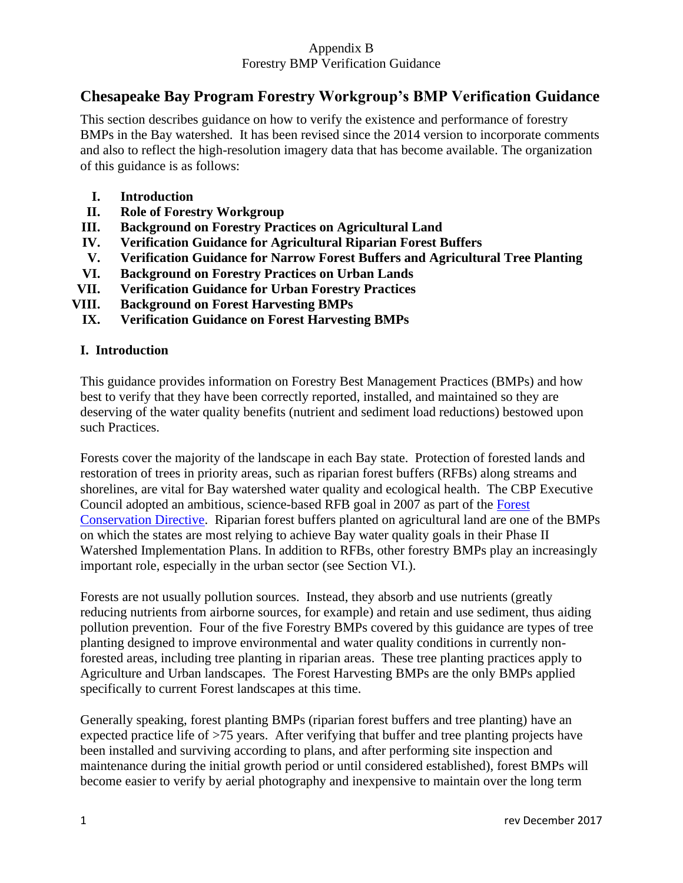Appendix B
Forestry BMP Verification Guidance

# Chesapeake Bay Program Forestry Workgroup's BMP Verification Guidance

This section describes guidance on how to verify the existence and performance of forestry BMPs in the Bay watershed. It has been revised since the 2014 version to incorporate comments and also to reflect the high-resolution imagery data that has become available. The organization of this guidance is as follows:

- **I. Introduction**
- **II. Role of Forestry Workgroup**
- **III. Background on Forestry Practices on Agricultural Land**
- **IV. Verification Guidance for Agricultural Riparian Forest Buffers**
- **V. Verification Guidance for Narrow Forest Buffers and Agricultural Tree Planting**
- **VI. Background on Forestry Practices on Urban Lands**
- **VII. Verification Guidance for Urban Forestry Practices**
- **VIII. Background on Forest Harvesting BMPs**
- **IX. Verification Guidance on Forest Harvesting BMPs**

## I. Introduction

This guidance provides information on Forestry Best Management Practices (BMPs) and how best to verify that they have been correctly reported, installed, and maintained so they are deserving of the water quality benefits (nutrient and sediment load reductions) bestowed upon such Practices.

Forests cover the majority of the landscape in each Bay state. Protection of forested lands and restoration of trees in priority areas, such as riparian forest buffers (RFBs) along streams and shorelines, are vital for Bay watershed water quality and ecological health. The CBP Executive Council adopted an ambitious, science-based RFB goal in 2007 as part of the Forest Conservation Directive. Riparian forest buffers planted on agricultural land are one of the BMPs on which the states are most relying to achieve Bay water quality goals in their Phase II Watershed Implementation Plans. In addition to RFBs, other forestry BMPs play an increasingly important role, especially in the urban sector (see Section VI.).

Forests are not usually pollution sources. Instead, they absorb and use nutrients (greatly reducing nutrients from airborne sources, for example) and retain and use sediment, thus aiding pollution prevention. Four of the five Forestry BMPs covered by this guidance are types of tree planting designed to improve environmental and water quality conditions in currently non-forested areas, including tree planting in riparian areas. These tree planting practices apply to Agriculture and Urban landscapes. The Forest Harvesting BMPs are the only BMPs applied specifically to current Forest landscapes at this time.

Generally speaking, forest planting BMPs (riparian forest buffers and tree planting) have an expected practice life of >75 years. After verifying that buffer and tree planting projects have been installed and surviving according to plans, and after performing site inspection and maintenance during the initial growth period or until considered established), forest BMPs will become easier to verify by aerial photography and inexpensive to maintain over the long term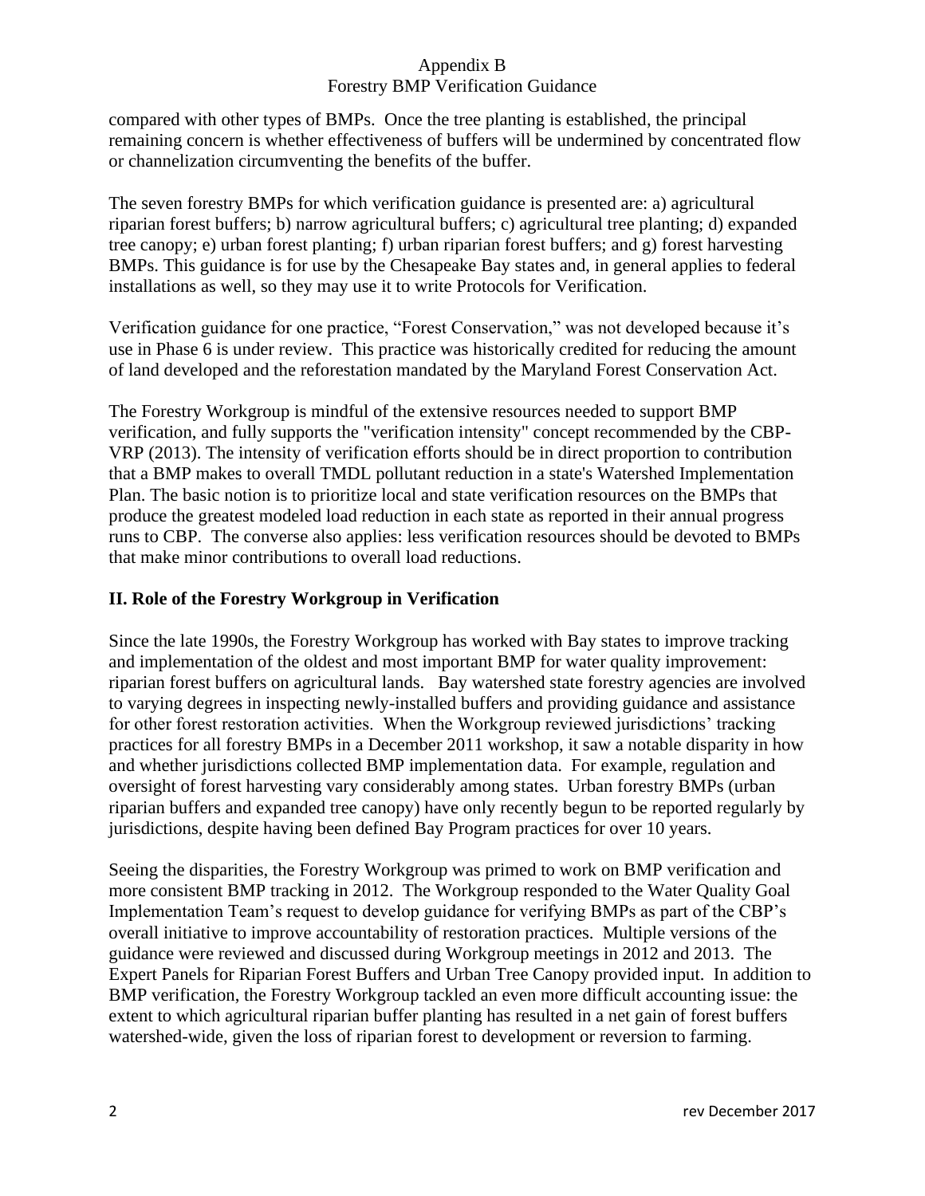compared with other types of BMPs. Once the tree planting is established, the principal remaining concern is whether effectiveness of buffers will be undermined by concentrated flow or channelization circumventing the benefits of the buffer.

The seven forestry BMPs for which verification guidance is presented are: a) agricultural riparian forest buffers; b) narrow agricultural buffers; c) agricultural tree planting; d) expanded tree canopy; e) urban forest planting; f) urban riparian forest buffers; and g) forest harvesting BMPs. This guidance is for use by the Chesapeake Bay states and, in general applies to federal installations as well, so they may use it to write Protocols for Verification.

Verification guidance for one practice, "Forest Conservation," was not developed because it's use in Phase 6 is under review. This practice was historically credited for reducing the amount of land developed and the reforestation mandated by the Maryland Forest Conservation Act.

The Forestry Workgroup is mindful of the extensive resources needed to support BMP verification, and fully supports the "verification intensity" concept recommended by the CBP-VRP (2013). The intensity of verification efforts should be in direct proportion to contribution that a BMP makes to overall TMDL pollutant reduction in a state's Watershed Implementation Plan. The basic notion is to prioritize local and state verification resources on the BMPs that produce the greatest modeled load reduction in each state as reported in their annual progress runs to CBP. The converse also applies: less verification resources should be devoted to BMPs that make minor contributions to overall load reductions.

## II. Role of the Forestry Workgroup in Verification

Since the late 1990s, the Forestry Workgroup has worked with Bay states to improve tracking and implementation of the oldest and most important BMP for water quality improvement: riparian forest buffers on agricultural lands. Bay watershed state forestry agencies are involved to varying degrees in inspecting newly-installed buffers and providing guidance and assistance for other forest restoration activities. When the Workgroup reviewed jurisdictions' tracking practices for all forestry BMPs in a December 2011 workshop, it saw a notable disparity in how and whether jurisdictions collected BMP implementation data. For example, regulation and oversight of forest harvesting vary considerably among states. Urban forestry BMPs (urban riparian buffers and expanded tree canopy) have only recently begun to be reported regularly by jurisdictions, despite having been defined Bay Program practices for over 10 years.

Seeing the disparities, the Forestry Workgroup was primed to work on BMP verification and more consistent BMP tracking in 2012. The Workgroup responded to the Water Quality Goal Implementation Team's request to develop guidance for verifying BMPs as part of the CBP's overall initiative to improve accountability of restoration practices. Multiple versions of the guidance were reviewed and discussed during Workgroup meetings in 2012 and 2013. The Expert Panels for Riparian Forest Buffers and Urban Tree Canopy provided input. In addition to BMP verification, the Forestry Workgroup tackled an even more difficult accounting issue: the extent to which agricultural riparian buffer planting has resulted in a net gain of forest buffers watershed-wide, given the loss of riparian forest to development or reversion to farming.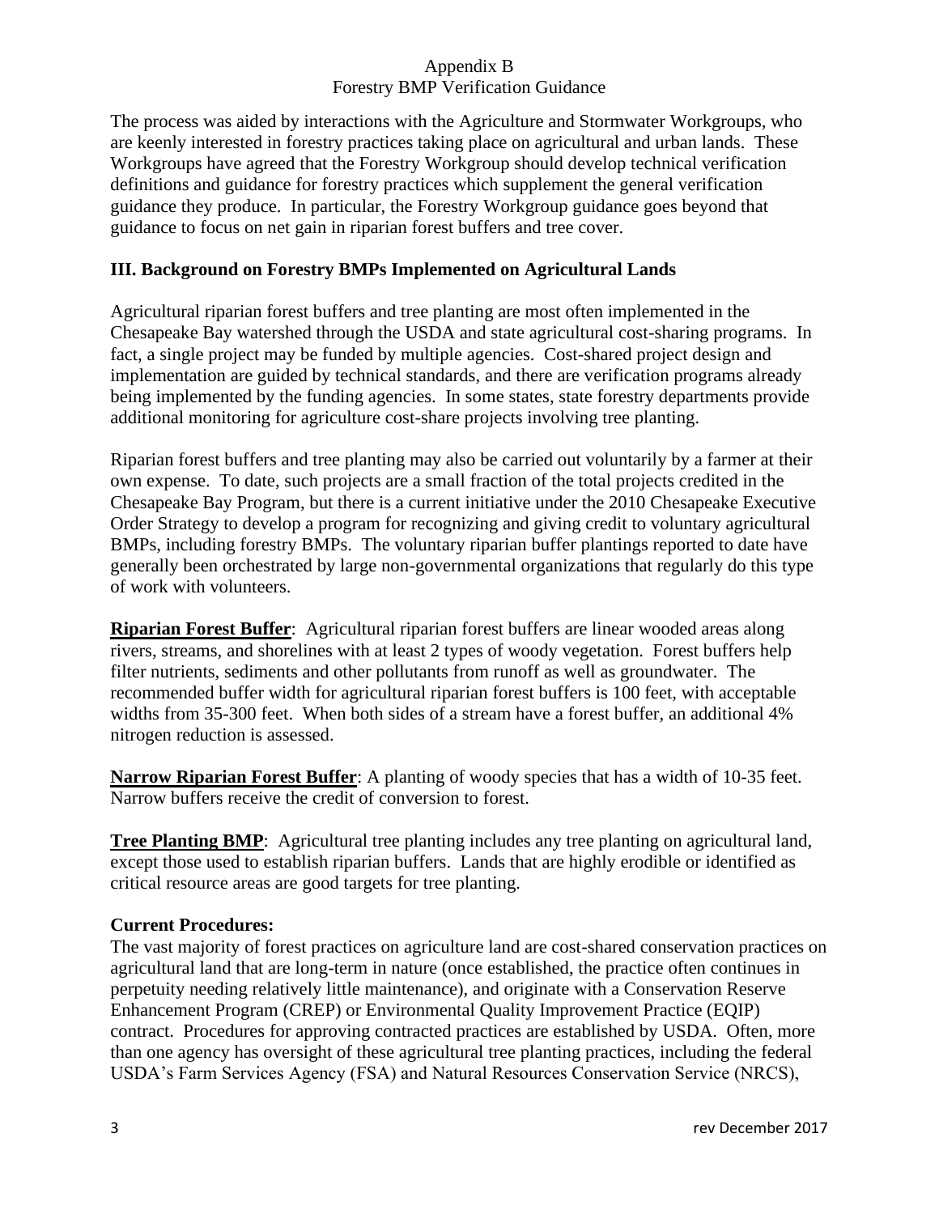The process was aided by interactions with the Agriculture and Stormwater Workgroups, who are keenly interested in forestry practices taking place on agricultural and urban lands. These Workgroups have agreed that the Forestry Workgroup should develop technical verification definitions and guidance for forestry practices which supplement the general verification guidance they produce. In particular, the Forestry Workgroup guidance goes beyond that guidance to focus on net gain in riparian forest buffers and tree cover.

## III. Background on Forestry BMPs Implemented on Agricultural Lands

Agricultural riparian forest buffers and tree planting are most often implemented in the Chesapeake Bay watershed through the USDA and state agricultural cost-sharing programs. In fact, a single project may be funded by multiple agencies. Cost-shared project design and implementation are guided by technical standards, and there are verification programs already being implemented by the funding agencies. In some states, state forestry departments provide additional monitoring for agriculture cost-share projects involving tree planting.

Riparian forest buffers and tree planting may also be carried out voluntarily by a farmer at their own expense. To date, such projects are a small fraction of the total projects credited in the Chesapeake Bay Program, but there is a current initiative under the 2010 Chesapeake Executive Order Strategy to develop a program for recognizing and giving credit to voluntary agricultural BMPs, including forestry BMPs. The voluntary riparian buffer plantings reported to date have generally been orchestrated by large non-governmental organizations that regularly do this type of work with volunteers.

**Riparian Forest Buffer**: Agricultural riparian forest buffers are linear wooded areas along rivers, streams, and shorelines with at least 2 types of woody vegetation. Forest buffers help filter nutrients, sediments and other pollutants from runoff as well as groundwater. The recommended buffer width for agricultural riparian forest buffers is 100 feet, with acceptable widths from 35-300 feet. When both sides of a stream have a forest buffer, an additional 4% nitrogen reduction is assessed.

**Narrow Riparian Forest Buffer**: A planting of woody species that has a width of 10-35 feet. Narrow buffers receive the credit of conversion to forest.

**Tree Planting BMP**: Agricultural tree planting includes any tree planting on agricultural land, except those used to establish riparian buffers. Lands that are highly erodible or identified as critical resource areas are good targets for tree planting.

**Current Procedures:**

The vast majority of forest practices on agriculture land are cost-shared conservation practices on agricultural land that are long-term in nature (once established, the practice often continues in perpetuity needing relatively little maintenance), and originate with a Conservation Reserve Enhancement Program (CREP) or Environmental Quality Improvement Practice (EQIP) contract. Procedures for approving contracted practices are established by USDA. Often, more than one agency has oversight of these agricultural tree planting practices, including the federal USDA's Farm Services Agency (FSA) and Natural Resources Conservation Service (NRCS),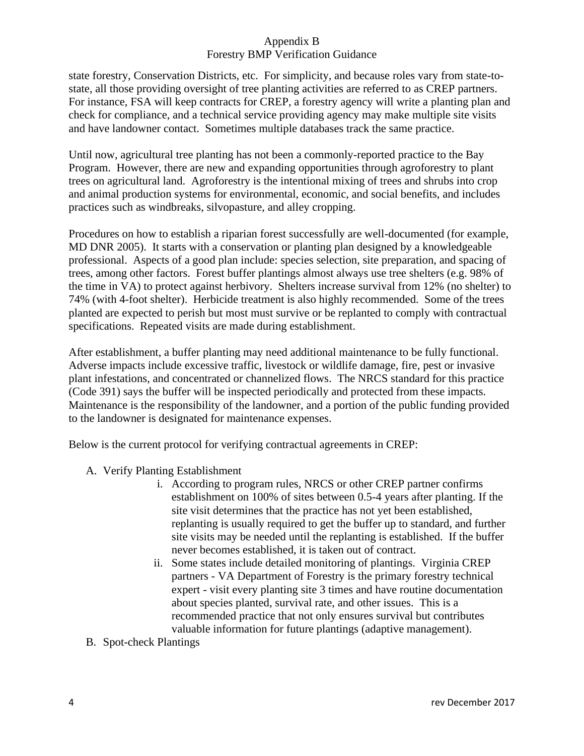state forestry, Conservation Districts, etc. For simplicity, and because roles vary from state-to-state, all those providing oversight of tree planting activities are referred to as CREP partners. For instance, FSA will keep contracts for CREP, a forestry agency will write a planting plan and check for compliance, and a technical service providing agency may make multiple site visits and have landowner contact. Sometimes multiple databases track the same practice.

Until now, agricultural tree planting has not been a commonly-reported practice to the Bay Program. However, there are new and expanding opportunities through agroforestry to plant trees on agricultural land. Agroforestry is the intentional mixing of trees and shrubs into crop and animal production systems for environmental, economic, and social benefits, and includes practices such as windbreaks, silvopasture, and alley cropping.

Procedures on how to establish a riparian forest successfully are well-documented (for example, MD DNR 2005). It starts with a conservation or planting plan designed by a knowledgeable professional. Aspects of a good plan include: species selection, site preparation, and spacing of trees, among other factors. Forest buffer plantings almost always use tree shelters (e.g. 98% of the time in VA) to protect against herbivory. Shelters increase survival from 12% (no shelter) to 74% (with 4-foot shelter). Herbicide treatment is also highly recommended. Some of the trees planted are expected to perish but most must survive or be replanted to comply with contractual specifications. Repeated visits are made during establishment.

After establishment, a buffer planting may need additional maintenance to be fully functional. Adverse impacts include excessive traffic, livestock or wildlife damage, fire, pest or invasive plant infestations, and concentrated or channelized flows. The NRCS standard for this practice (Code 391) says the buffer will be inspected periodically and protected from these impacts. Maintenance is the responsibility of the landowner, and a portion of the public funding provided to the landowner is designated for maintenance expenses.

Below is the current protocol for verifying contractual agreements in CREP:

A. Verify Planting Establishment
    i. According to program rules, NRCS or other CREP partner confirms establishment on 100% of sites between 0.5-4 years after planting. If the site visit determines that the practice has not yet been established, replanting is usually required to get the buffer up to standard, and further site visits may be needed until the replanting is established. If the buffer never becomes established, it is taken out of contract.
    ii. Some states include detailed monitoring of plantings. Virginia CREP partners - VA Department of Forestry is the primary forestry technical expert - visit every planting site 3 times and have routine documentation about species planted, survival rate, and other issues. This is a recommended practice that not only ensures survival but contributes valuable information for future plantings (adaptive management).

B. Spot-check Plantings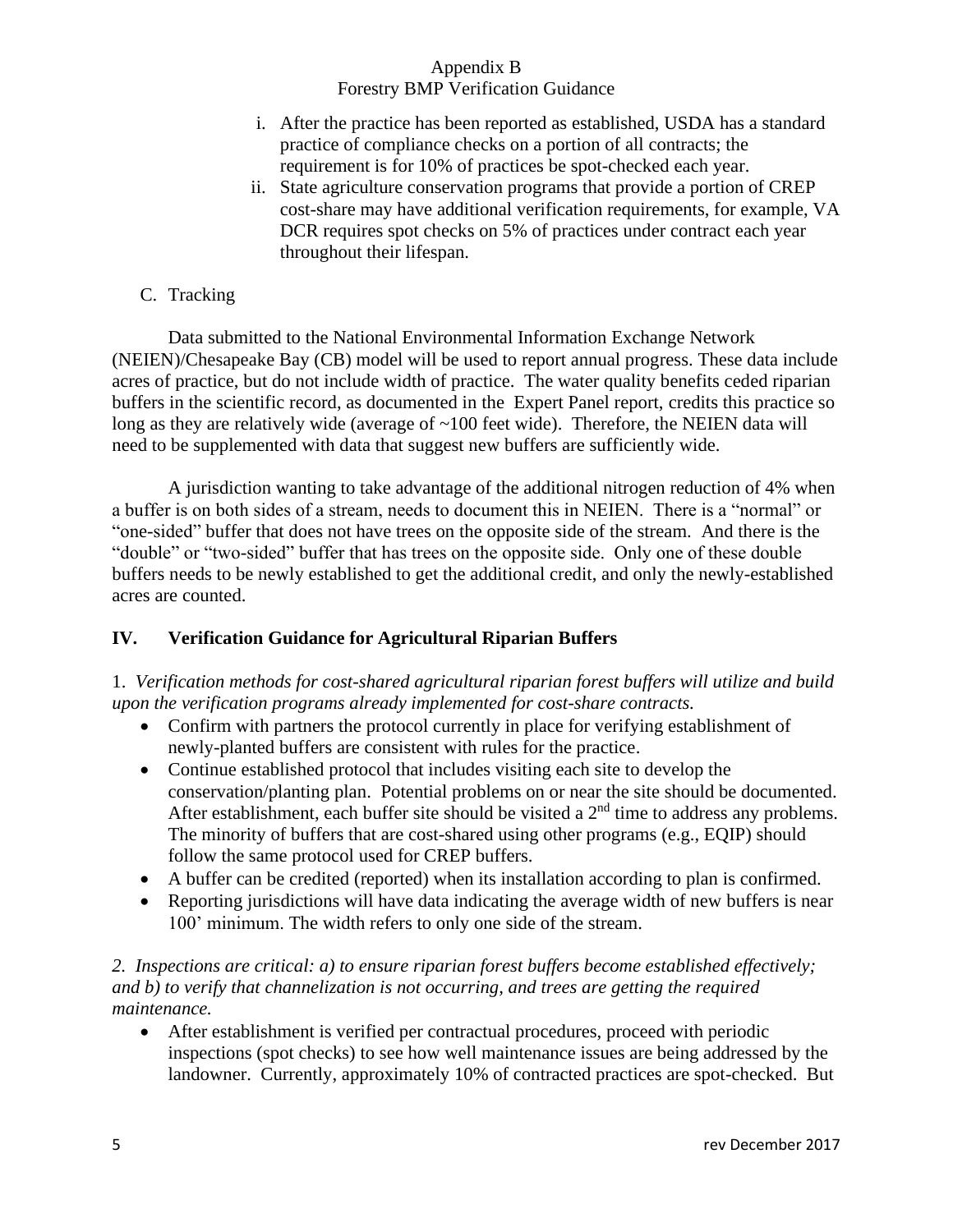i. After the practice has been reported as established, USDA has a standard practice of compliance checks on a portion of all contracts; the requirement is for 10% of practices be spot-checked each year.
ii. State agriculture conservation programs that provide a portion of CREP cost-share may have additional verification requirements, for example, VA DCR requires spot checks on 5% of practices under contract each year throughout their lifespan.

C. Tracking

Data submitted to the National Environmental Information Exchange Network (NEIEN)/Chesapeake Bay (CB) model will be used to report annual progress. These data include acres of practice, but do not include width of practice. The water quality benefits ceded riparian buffers in the scientific record, as documented in the Expert Panel report, credits this practice so long as they are relatively wide (average of ~100 feet wide). Therefore, the NEIEN data will need to be supplemented with data that suggest new buffers are sufficiently wide.

A jurisdiction wanting to take advantage of the additional nitrogen reduction of 4% when a buffer is on both sides of a stream, needs to document this in NEIEN. There is a "normal" or "one-sided" buffer that does not have trees on the opposite side of the stream. And there is the "double" or "two-sided" buffer that has trees on the opposite side. Only one of these double buffers needs to be newly established to get the additional credit, and only the newly-established acres are counted.

## IV. Verification Guidance for Agricultural Riparian Buffers

1. *Verification methods for cost-shared agricultural riparian forest buffers will utilize and build upon the verification programs already implemented for cost-share contracts.*

- Confirm with partners the protocol currently in place for verifying establishment of newly-planted buffers are consistent with rules for the practice.
- Continue established protocol that includes visiting each site to develop the conservation/planting plan. Potential problems on or near the site should be documented. After establishment, each buffer site should be visited a 2nd time to address any problems. The minority of buffers that are cost-shared using other programs (e.g., EQIP) should follow the same protocol used for CREP buffers.
- A buffer can be credited (reported) when its installation according to plan is confirmed.
- Reporting jurisdictions will have data indicating the average width of new buffers is near 100' minimum. The width refers to only one side of the stream.

2. *Inspections are critical: a) to ensure riparian forest buffers become established effectively; and b) to verify that channelization is not occurring, and trees are getting the required maintenance.*

- After establishment is verified per contractual procedures, proceed with periodic inspections (spot checks) to see how well maintenance issues are being addressed by the landowner. Currently, approximately 10% of contracted practices are spot-checked. But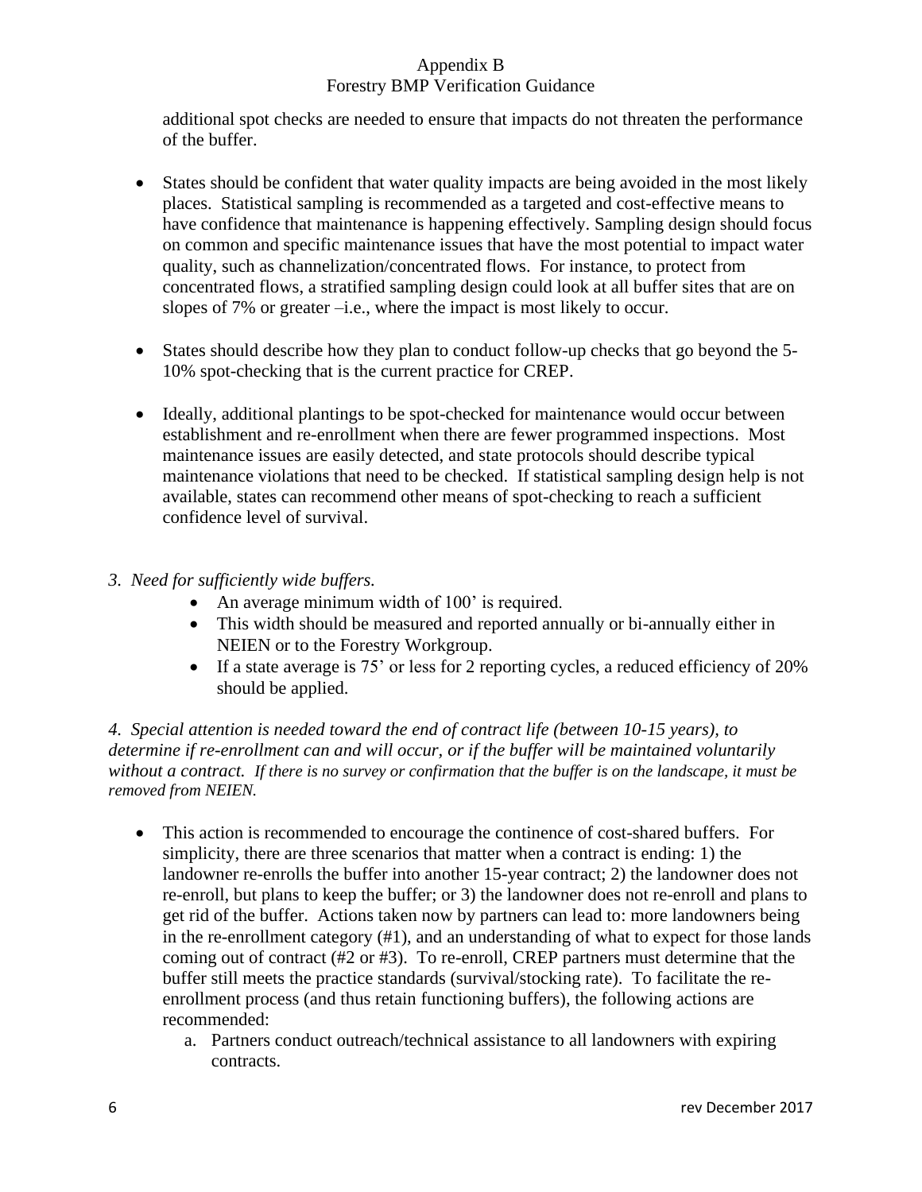additional spot checks are needed to ensure that impacts do not threaten the performance of the buffer.

- States should be confident that water quality impacts are being avoided in the most likely places. Statistical sampling is recommended as a targeted and cost-effective means to have confidence that maintenance is happening effectively. Sampling design should focus on common and specific maintenance issues that have the most potential to impact water quality, such as channelization/concentrated flows. For instance, to protect from concentrated flows, a stratified sampling design could look at all buffer sites that are on slopes of 7% or greater –i.e., where the impact is most likely to occur.

- States should describe how they plan to conduct follow-up checks that go beyond the 5-10% spot-checking that is the current practice for CREP.

- Ideally, additional plantings to be spot-checked for maintenance would occur between establishment and re-enrollment when there are fewer programmed inspections. Most maintenance issues are easily detected, and state protocols should describe typical maintenance violations that need to be checked. If statistical sampling design help is not available, states can recommend other means of spot-checking to reach a sufficient confidence level of survival.

*3. Need for sufficiently wide buffers.*

- An average minimum width of 100' is required.
- This width should be measured and reported annually or bi-annually either in NEIEN or to the Forestry Workgroup.
- If a state average is 75' or less for 2 reporting cycles, a reduced efficiency of 20% should be applied.

*4. Special attention is needed toward the end of contract life (between 10-15 years), to determine if re-enrollment can and will occur, or if the buffer will be maintained voluntarily without a contract. If there is no survey or confirmation that the buffer is on the landscape, it must be removed from NEIEN.*

- This action is recommended to encourage the continence of cost-shared buffers. For simplicity, there are three scenarios that matter when a contract is ending: 1) the landowner re-enrolls the buffer into another 15-year contract; 2) the landowner does not re-enroll, but plans to keep the buffer; or 3) the landowner does not re-enroll and plans to get rid of the buffer. Actions taken now by partners can lead to: more landowners being in the re-enrollment category (#1), and an understanding of what to expect for those lands coming out of contract (#2 or #3). To re-enroll, CREP partners must determine that the buffer still meets the practice standards (survival/stocking rate). To facilitate the re-enrollment process (and thus retain functioning buffers), the following actions are recommended:
    a. Partners conduct outreach/technical assistance to all landowners with expiring contracts.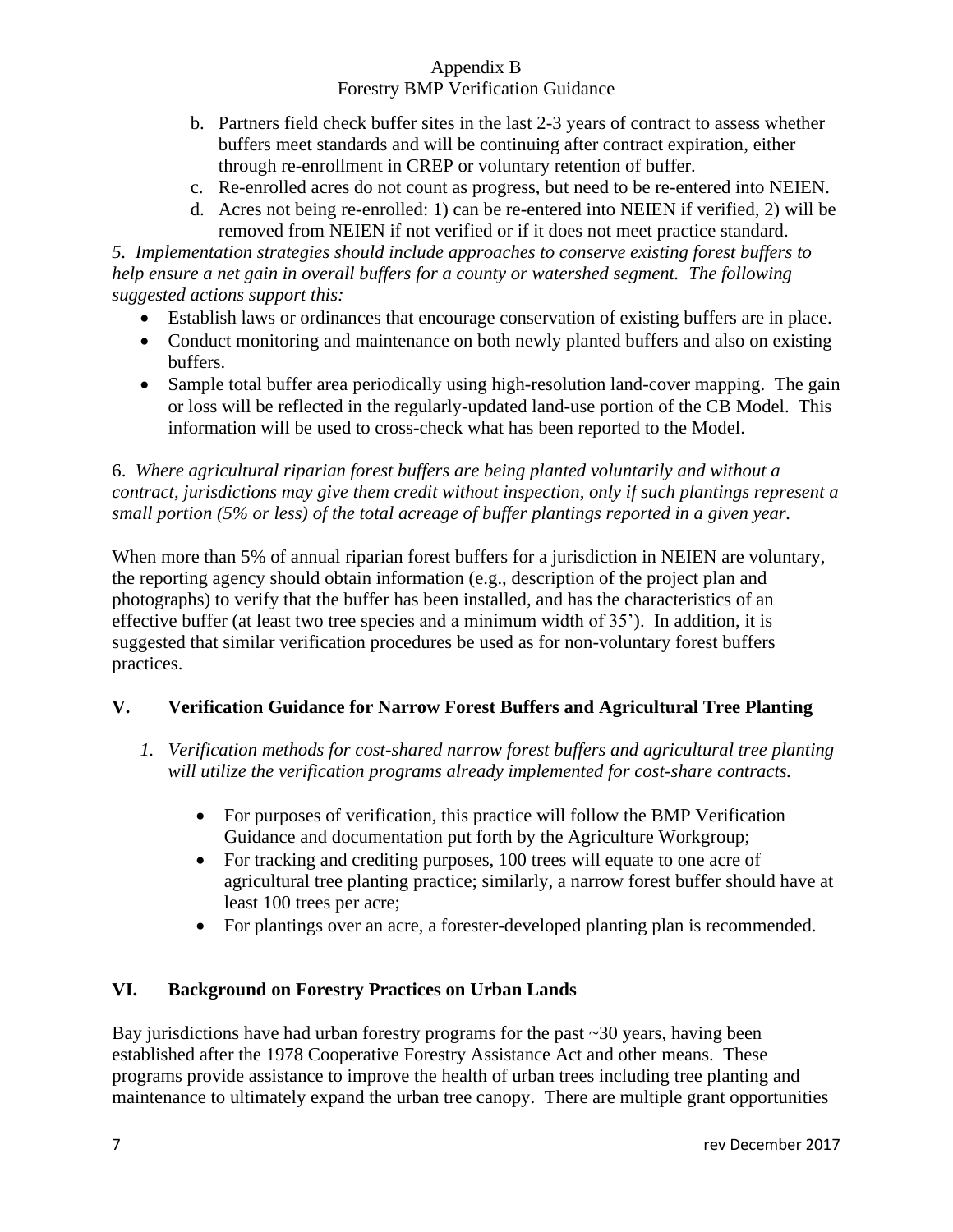b. Partners field check buffer sites in the last 2-3 years of contract to assess whether buffers meet standards and will be continuing after contract expiration, either through re-enrollment in CREP or voluntary retention of buffer.
c. Re-enrolled acres do not count as progress, but need to be re-entered into NEIEN.
d. Acres not being re-enrolled: 1) can be re-entered into NEIEN if verified, 2) will be removed from NEIEN if not verified or if it does not meet practice standard.

*5. Implementation strategies should include approaches to conserve existing forest buffers to help ensure a net gain in overall buffers for a county or watershed segment. The following suggested actions support this:*

- Establish laws or ordinances that encourage conservation of existing buffers are in place.
- Conduct monitoring and maintenance on both newly planted buffers and also on existing buffers.
- Sample total buffer area periodically using high-resolution land-cover mapping. The gain or loss will be reflected in the regularly-updated land-use portion of the CB Model. This information will be used to cross-check what has been reported to the Model.

6. *Where agricultural riparian forest buffers are being planted voluntarily and without a contract, jurisdictions may give them credit without inspection, only if such plantings represent a small portion (5% or less) of the total acreage of buffer plantings reported in a given year.*

When more than 5% of annual riparian forest buffers for a jurisdiction in NEIEN are voluntary, the reporting agency should obtain information (e.g., description of the project plan and photographs) to verify that the buffer has been installed, and has the characteristics of an effective buffer (at least two tree species and a minimum width of 35'). In addition, it is suggested that similar verification procedures be used as for non-voluntary forest buffers practices.

## V. Verification Guidance for Narrow Forest Buffers and Agricultural Tree Planting

1. *Verification methods for cost-shared narrow forest buffers and agricultural tree planting will utilize the verification programs already implemented for cost-share contracts.*

   - For purposes of verification, this practice will follow the BMP Verification Guidance and documentation put forth by the Agriculture Workgroup;
   - For tracking and crediting purposes, 100 trees will equate to one acre of agricultural tree planting practice; similarly, a narrow forest buffer should have at least 100 trees per acre;
   - For plantings over an acre, a forester-developed planting plan is recommended.

## VI. Background on Forestry Practices on Urban Lands

Bay jurisdictions have had urban forestry programs for the past ~30 years, having been established after the 1978 Cooperative Forestry Assistance Act and other means. These programs provide assistance to improve the health of urban trees including tree planting and maintenance to ultimately expand the urban tree canopy. There are multiple grant opportunities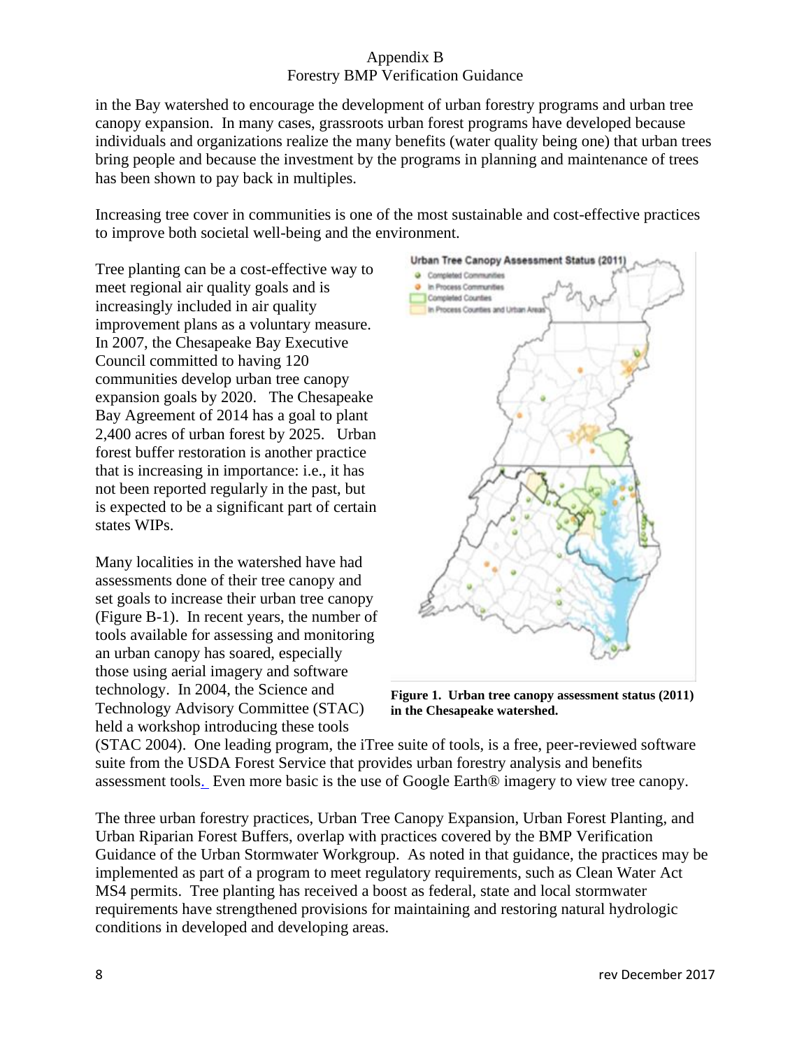in the Bay watershed to encourage the development of urban forestry programs and urban tree canopy expansion. In many cases, grassroots urban forest programs have developed because individuals and organizations realize the many benefits (water quality being one) that urban trees bring people and because the investment by the programs in planning and maintenance of trees has been shown to pay back in multiples.

Increasing tree cover in communities is one of the most sustainable and cost-effective practices to improve both societal well-being and the environment.

Tree planting can be a cost-effective way to meet regional air quality goals and is increasingly included in air quality improvement plans as a voluntary measure. In 2007, the Chesapeake Bay Executive Council committed to having 120 communities develop urban tree canopy expansion goals by 2020. The Chesapeake Bay Agreement of 2014 has a goal to plant 2,400 acres of urban forest by 2025. Urban forest buffer restoration is another practice that is increasing in importance: i.e., it has not been reported regularly in the past, but is expected to be a significant part of certain states WIPs.

**Figure 1. Urban tree canopy assessment status (2011) in the Chesapeake watershed.**

Many localities in the watershed have had assessments done of their tree canopy and set goals to increase their urban tree canopy (Figure B-1). In recent years, the number of tools available for assessing and monitoring an urban canopy has soared, especially those using aerial imagery and software technology. In 2004, the Science and Technology Advisory Committee (STAC) held a workshop introducing these tools (STAC 2004). One leading program, the iTree suite of tools, is a free, peer-reviewed software suite from the USDA Forest Service that provides urban forestry analysis and benefits assessment tools. Even more basic is the use of Google Earth® imagery to view tree canopy.

The three urban forestry practices, Urban Tree Canopy Expansion, Urban Forest Planting, and Urban Riparian Forest Buffers, overlap with practices covered by the BMP Verification Guidance of the Urban Stormwater Workgroup. As noted in that guidance, the practices may be implemented as part of a program to meet regulatory requirements, such as Clean Water Act MS4 permits. Tree planting has received a boost as federal, state and local stormwater requirements have strengthened provisions for maintaining and restoring natural hydrologic conditions in developed and developing areas.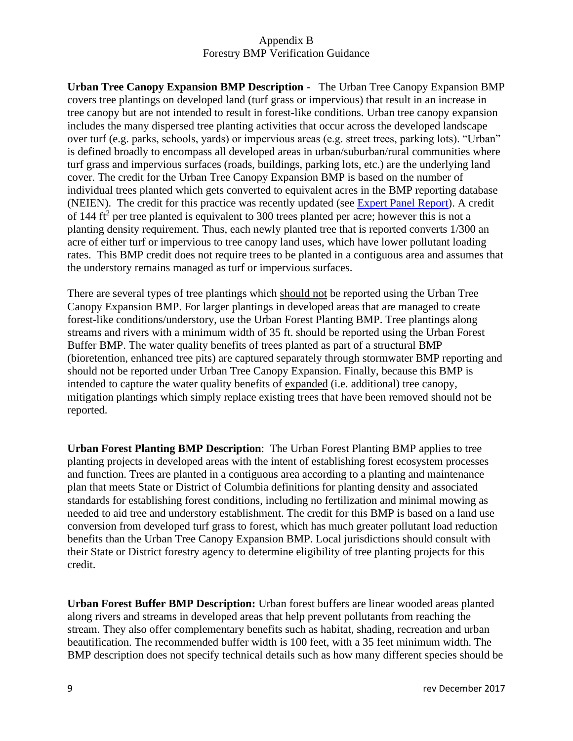**Urban Tree Canopy Expansion BMP Description** - The Urban Tree Canopy Expansion BMP covers tree plantings on developed land (turf grass or impervious) that result in an increase in tree canopy but are not intended to result in forest-like conditions. Urban tree canopy expansion includes the many dispersed tree planting activities that occur across the developed landscape over turf (e.g. parks, schools, yards) or impervious areas (e.g. street trees, parking lots). "Urban" is defined broadly to encompass all developed areas in urban/suburban/rural communities where turf grass and impervious surfaces (roads, buildings, parking lots, etc.) are the underlying land cover. The credit for the Urban Tree Canopy Expansion BMP is based on the number of individual trees planted which gets converted to equivalent acres in the BMP reporting database (NEIEN). The credit for this practice was recently updated (see Expert Panel Report). A credit of 144 $ft^2$ per tree planted is equivalent to 300 trees planted per acre; however this is not a planting density requirement. Thus, each newly planted tree that is reported converts 1/300 an acre of either turf or impervious to tree canopy land uses, which have lower pollutant loading rates. This BMP credit does not require trees to be planted in a contiguous area and assumes that the understory remains managed as turf or impervious surfaces.

There are several types of tree plantings which should not be reported using the Urban Tree Canopy Expansion BMP. For larger plantings in developed areas that are managed to create forest-like conditions/understory, use the Urban Forest Planting BMP. Tree plantings along streams and rivers with a minimum width of 35 ft. should be reported using the Urban Forest Buffer BMP. The water quality benefits of trees planted as part of a structural BMP (bioretention, enhanced tree pits) are captured separately through stormwater BMP reporting and should not be reported under Urban Tree Canopy Expansion. Finally, because this BMP is intended to capture the water quality benefits of expanded (i.e. additional) tree canopy, mitigation plantings which simply replace existing trees that have been removed should not be reported.

**Urban Forest Planting BMP Description**: The Urban Forest Planting BMP applies to tree planting projects in developed areas with the intent of establishing forest ecosystem processes and function. Trees are planted in a contiguous area according to a planting and maintenance plan that meets State or District of Columbia definitions for planting density and associated standards for establishing forest conditions, including no fertilization and minimal mowing as needed to aid tree and understory establishment. The credit for this BMP is based on a land use conversion from developed turf grass to forest, which has much greater pollutant load reduction benefits than the Urban Tree Canopy Expansion BMP. Local jurisdictions should consult with their State or District forestry agency to determine eligibility of tree planting projects for this credit.

**Urban Forest Buffer BMP Description:** Urban forest buffers are linear wooded areas planted along rivers and streams in developed areas that help prevent pollutants from reaching the stream. They also offer complementary benefits such as habitat, shading, recreation and urban beautification. The recommended buffer width is 100 feet, with a 35 feet minimum width. The BMP description does not specify technical details such as how many different species should be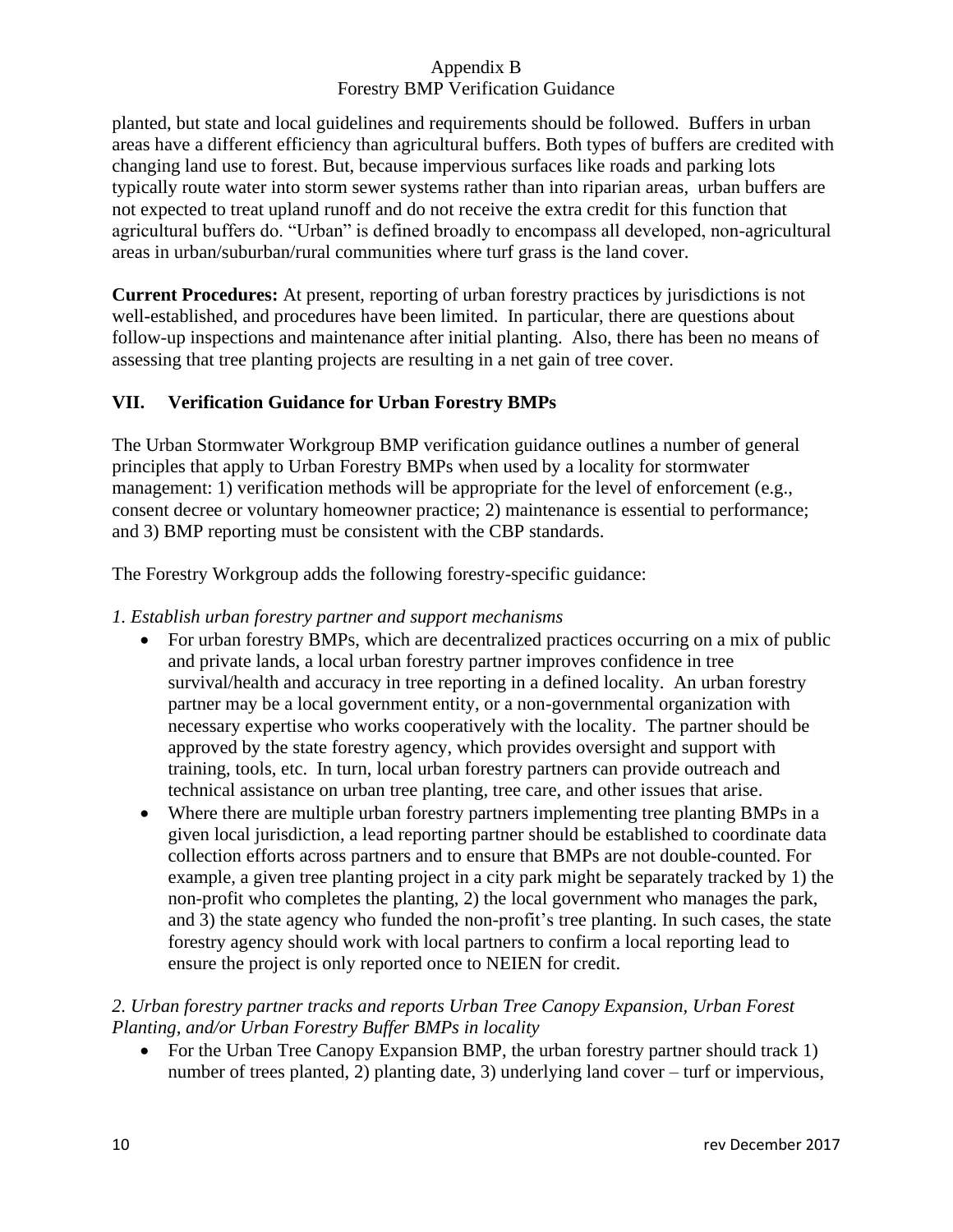planted, but state and local guidelines and requirements should be followed. Buffers in urban areas have a different efficiency than agricultural buffers. Both types of buffers are credited with changing land use to forest. But, because impervious surfaces like roads and parking lots typically route water into storm sewer systems rather than into riparian areas, urban buffers are not expected to treat upland runoff and do not receive the extra credit for this function that agricultural buffers do. "Urban" is defined broadly to encompass all developed, non-agricultural areas in urban/suburban/rural communities where turf grass is the land cover.

**Current Procedures:** At present, reporting of urban forestry practices by jurisdictions is not well-established, and procedures have been limited. In particular, there are questions about follow-up inspections and maintenance after initial planting. Also, there has been no means of assessing that tree planting projects are resulting in a net gain of tree cover.

## VII. Verification Guidance for Urban Forestry BMPs

The Urban Stormwater Workgroup BMP verification guidance outlines a number of general principles that apply to Urban Forestry BMPs when used by a locality for stormwater management: 1) verification methods will be appropriate for the level of enforcement (e.g., consent decree or voluntary homeowner practice; 2) maintenance is essential to performance; and 3) BMP reporting must be consistent with the CBP standards.

The Forestry Workgroup adds the following forestry-specific guidance:

*1. Establish urban forestry partner and support mechanisms*

- For urban forestry BMPs, which are decentralized practices occurring on a mix of public and private lands, a local urban forestry partner improves confidence in tree survival/health and accuracy in tree reporting in a defined locality. An urban forestry partner may be a local government entity, or a non-governmental organization with necessary expertise who works cooperatively with the locality. The partner should be approved by the state forestry agency, which provides oversight and support with training, tools, etc. In turn, local urban forestry partners can provide outreach and technical assistance on urban tree planting, tree care, and other issues that arise.
- Where there are multiple urban forestry partners implementing tree planting BMPs in a given local jurisdiction, a lead reporting partner should be established to coordinate data collection efforts across partners and to ensure that BMPs are not double-counted. For example, a given tree planting project in a city park might be separately tracked by 1) the non-profit who completes the planting, 2) the local government who manages the park, and 3) the state agency who funded the non-profit's tree planting. In such cases, the state forestry agency should work with local partners to confirm a local reporting lead to ensure the project is only reported once to NEIEN for credit.

*2. Urban forestry partner tracks and reports Urban Tree Canopy Expansion, Urban Forest Planting, and/or Urban Forestry Buffer BMPs in locality*

- For the Urban Tree Canopy Expansion BMP, the urban forestry partner should track 1) number of trees planted, 2) planting date, 3) underlying land cover – turf or impervious,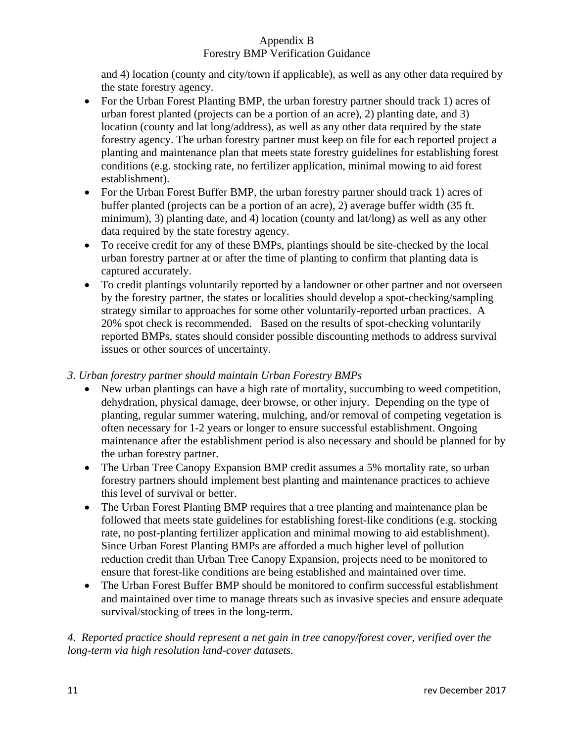and 4) location (county and city/town if applicable), as well as any other data required by the state forestry agency.

- For the Urban Forest Planting BMP, the urban forestry partner should track 1) acres of urban forest planted (projects can be a portion of an acre), 2) planting date, and 3) location (county and lat long/address), as well as any other data required by the state forestry agency. The urban forestry partner must keep on file for each reported project a planting and maintenance plan that meets state forestry guidelines for establishing forest conditions (e.g. stocking rate, no fertilizer application, minimal mowing to aid forest establishment).
- For the Urban Forest Buffer BMP, the urban forestry partner should track 1) acres of buffer planted (projects can be a portion of an acre), 2) average buffer width (35 ft. minimum), 3) planting date, and 4) location (county and lat/long) as well as any other data required by the state forestry agency.
- To receive credit for any of these BMPs, plantings should be site-checked by the local urban forestry partner at or after the time of planting to confirm that planting data is captured accurately.
- To credit plantings voluntarily reported by a landowner or other partner and not overseen by the forestry partner, the states or localities should develop a spot-checking/sampling strategy similar to approaches for some other voluntarily-reported urban practices. A 20% spot check is recommended. Based on the results of spot-checking voluntarily reported BMPs, states should consider possible discounting methods to address survival issues or other sources of uncertainty.

*3. Urban forestry partner should maintain Urban Forestry BMPs*

- New urban plantings can have a high rate of mortality, succumbing to weed competition, dehydration, physical damage, deer browse, or other injury. Depending on the type of planting, regular summer watering, mulching, and/or removal of competing vegetation is often necessary for 1-2 years or longer to ensure successful establishment. Ongoing maintenance after the establishment period is also necessary and should be planned for by the urban forestry partner.
- The Urban Tree Canopy Expansion BMP credit assumes a 5% mortality rate, so urban forestry partners should implement best planting and maintenance practices to achieve this level of survival or better.
- The Urban Forest Planting BMP requires that a tree planting and maintenance plan be followed that meets state guidelines for establishing forest-like conditions (e.g. stocking rate, no post-planting fertilizer application and minimal mowing to aid establishment). Since Urban Forest Planting BMPs are afforded a much higher level of pollution reduction credit than Urban Tree Canopy Expansion, projects need to be monitored to ensure that forest-like conditions are being established and maintained over time.
- The Urban Forest Buffer BMP should be monitored to confirm successful establishment and maintained over time to manage threats such as invasive species and ensure adequate survival/stocking of trees in the long-term.

*4. Reported practice should represent a net gain in tree canopy/forest cover, verified over the long-term via high resolution land-cover datasets.*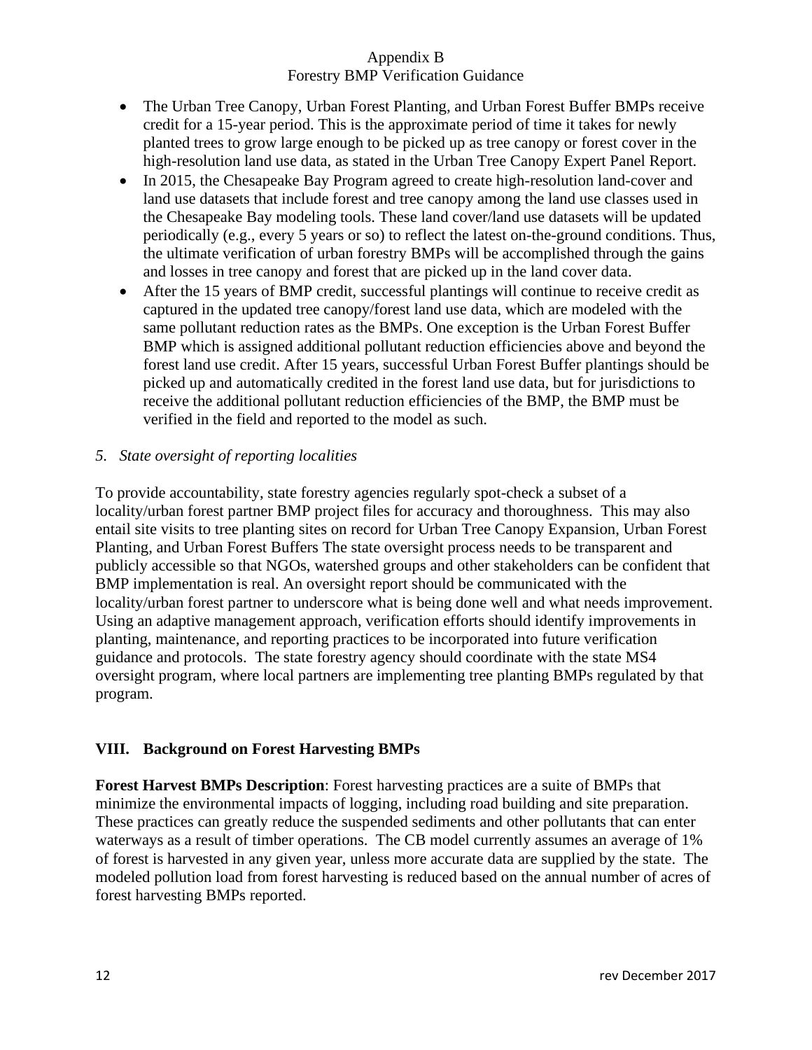- The Urban Tree Canopy, Urban Forest Planting, and Urban Forest Buffer BMPs receive credit for a 15-year period. This is the approximate period of time it takes for newly planted trees to grow large enough to be picked up as tree canopy or forest cover in the high-resolution land use data, as stated in the Urban Tree Canopy Expert Panel Report.
- In 2015, the Chesapeake Bay Program agreed to create high-resolution land-cover and land use datasets that include forest and tree canopy among the land use classes used in the Chesapeake Bay modeling tools. These land cover/land use datasets will be updated periodically (e.g., every 5 years or so) to reflect the latest on-the-ground conditions. Thus, the ultimate verification of urban forestry BMPs will be accomplished through the gains and losses in tree canopy and forest that are picked up in the land cover data.
- After the 15 years of BMP credit, successful plantings will continue to receive credit as captured in the updated tree canopy/forest land use data, which are modeled with the same pollutant reduction rates as the BMPs. One exception is the Urban Forest Buffer BMP which is assigned additional pollutant reduction efficiencies above and beyond the forest land use credit. After 15 years, successful Urban Forest Buffer plantings should be picked up and automatically credited in the forest land use data, but for jurisdictions to receive the additional pollutant reduction efficiencies of the BMP, the BMP must be verified in the field and reported to the model as such.

*5. State oversight of reporting localities*

To provide accountability, state forestry agencies regularly spot-check a subset of a locality/urban forest partner BMP project files for accuracy and thoroughness. This may also entail site visits to tree planting sites on record for Urban Tree Canopy Expansion, Urban Forest Planting, and Urban Forest Buffers The state oversight process needs to be transparent and publicly accessible so that NGOs, watershed groups and other stakeholders can be confident that BMP implementation is real. An oversight report should be communicated with the locality/urban forest partner to underscore what is being done well and what needs improvement. Using an adaptive management approach, verification efforts should identify improvements in planting, maintenance, and reporting practices to be incorporated into future verification guidance and protocols. The state forestry agency should coordinate with the state MS4 oversight program, where local partners are implementing tree planting BMPs regulated by that program.

## VIII. Background on Forest Harvesting BMPs

**Forest Harvest BMPs Description**: Forest harvesting practices are a suite of BMPs that minimize the environmental impacts of logging, including road building and site preparation. These practices can greatly reduce the suspended sediments and other pollutants that can enter waterways as a result of timber operations. The CB model currently assumes an average of 1% of forest is harvested in any given year, unless more accurate data are supplied by the state. The modeled pollution load from forest harvesting is reduced based on the annual number of acres of forest harvesting BMPs reported.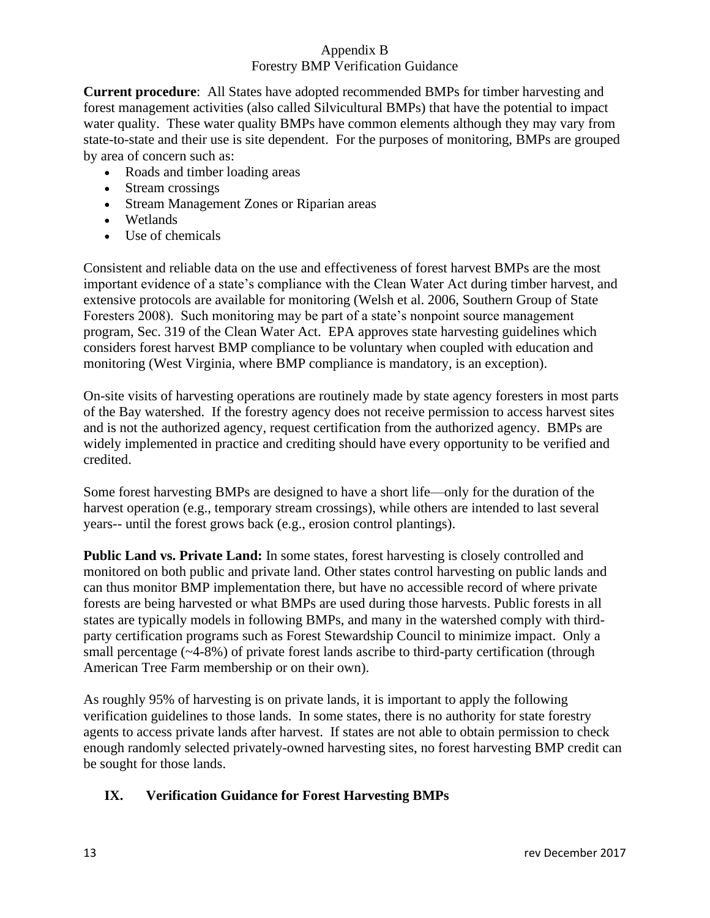# Appendix B
## Forestry BMP Verification Guidance

**Current procedure**: All States have adopted recommended BMPs for timber harvesting and forest management activities (also called Silvicultural BMPs) that have the potential to impact water quality. These water quality BMPs have common elements although they may vary from state-to-state and their use is site dependent. For the purposes of monitoring, BMPs are grouped by area of concern such as:

- Roads and timber loading areas
- Stream crossings
- Stream Management Zones or Riparian areas
- Wetlands
- Use of chemicals

Consistent and reliable data on the use and effectiveness of forest harvest BMPs are the most important evidence of a state's compliance with the Clean Water Act during timber harvest, and extensive protocols are available for monitoring (Welsh et al. 2006, Southern Group of State Foresters 2008). Such monitoring may be part of a state's nonpoint source management program, Sec. 319 of the Clean Water Act. EPA approves state harvesting guidelines which considers forest harvest BMP compliance to be voluntary when coupled with education and monitoring (West Virginia, where BMP compliance is mandatory, is an exception).

On-site visits of harvesting operations are routinely made by state agency foresters in most parts of the Bay watershed. If the forestry agency does not receive permission to access harvest sites and is not the authorized agency, request certification from the authorized agency. BMPs are widely implemented in practice and crediting should have every opportunity to be verified and credited.

Some forest harvesting BMPs are designed to have a short life—only for the duration of the harvest operation (e.g., temporary stream crossings), while others are intended to last several years-- until the forest grows back (e.g., erosion control plantings).

**Public Land vs. Private Land:** In some states, forest harvesting is closely controlled and monitored on both public and private land. Other states control harvesting on public lands and can thus monitor BMP implementation there, but have no accessible record of where private forests are being harvested or what BMPs are used during those harvests. Public forests in all states are typically models in following BMPs, and many in the watershed comply with third-party certification programs such as Forest Stewardship Council to minimize impact. Only a small percentage (~4-8%) of private forest lands ascribe to third-party certification (through American Tree Farm membership or on their own).

As roughly 95% of harvesting is on private lands, it is important to apply the following verification guidelines to those lands. In some states, there is no authority for state forestry agents to access private lands after harvest. If states are not able to obtain permission to check enough randomly selected privately-owned harvesting sites, no forest harvesting BMP credit can be sought for those lands.

## IX. Verification Guidance for Forest Harvesting BMPs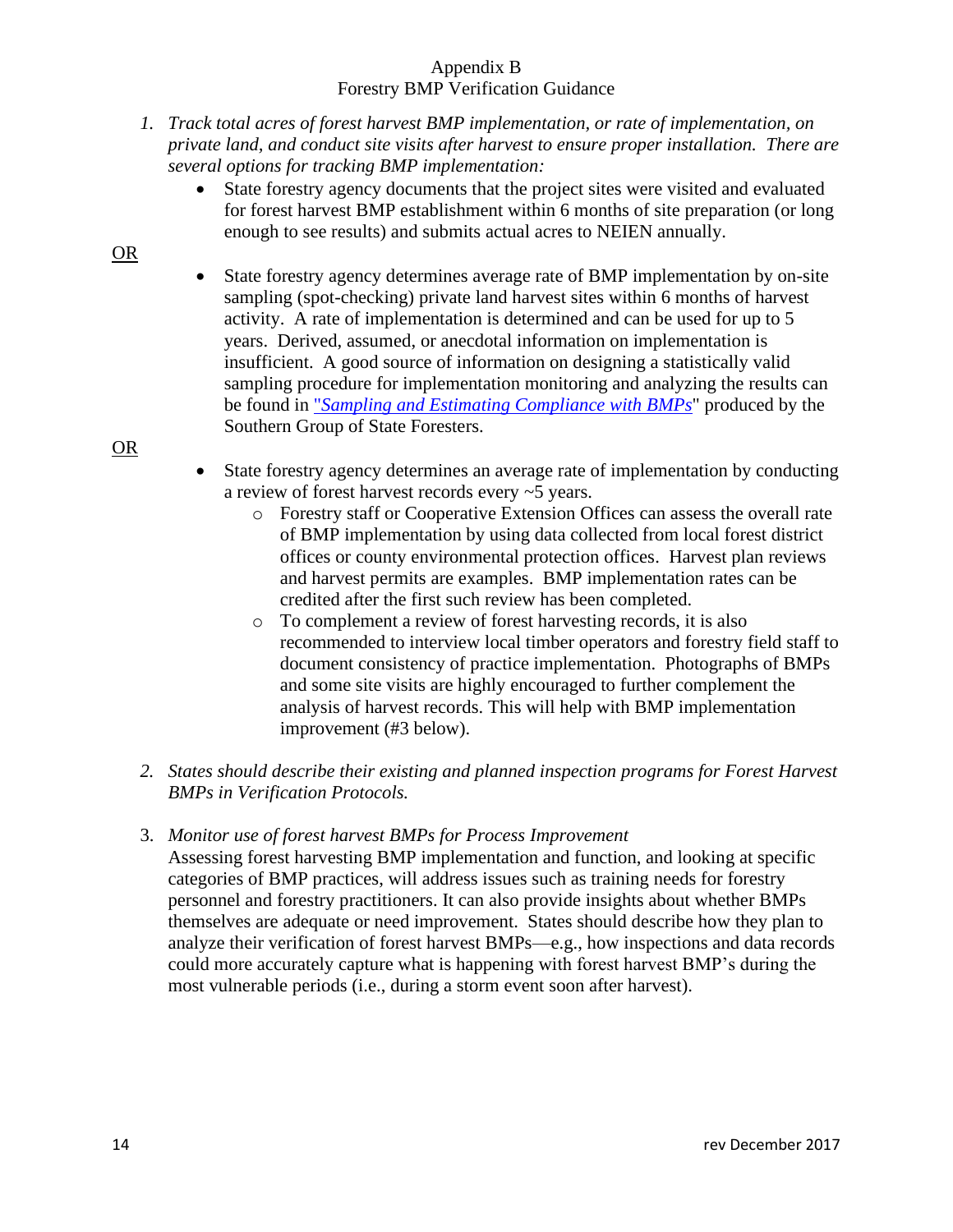# Appendix B
## Forestry BMP Verification Guidance

1. *Track total acres of forest harvest BMP implementation, or rate of implementation, on private land, and conduct site visits after harvest to ensure proper installation. There are several options for tracking BMP implementation:*
   - State forestry agency documents that the project sites were visited and evaluated for forest harvest BMP establishment within 6 months of site preparation (or long enough to see results) and submits actual acres to NEIEN annually.

   <u>OR</u>

   - State forestry agency determines average rate of BMP implementation by on-site sampling (spot-checking) private land harvest sites within 6 months of harvest activity. A rate of implementation is determined and can be used for up to 5 years. Derived, assumed, or anecdotal information on implementation is insufficient. A good source of information on designing a statistically valid sampling procedure for implementation monitoring and analyzing the results can be found in "*Sampling and Estimating Compliance with BMPs*" produced by the Southern Group of State Foresters.

   <u>OR</u>

   - State forestry agency determines an average rate of implementation by conducting a review of forest harvest records every ~5 years.
     - Forestry staff or Cooperative Extension Offices can assess the overall rate of BMP implementation by using data collected from local forest district offices or county environmental protection offices. Harvest plan reviews and harvest permits are examples. BMP implementation rates can be credited after the first such review has been completed.
     - To complement a review of forest harvesting records, it is also recommended to interview local timber operators and forestry field staff to document consistency of practice implementation. Photographs of BMPs and some site visits are highly encouraged to further complement the analysis of harvest records. This will help with BMP implementation improvement (#3 below).

2. *States should describe their existing and planned inspection programs for Forest Harvest BMPs in Verification Protocols.*

3. *Monitor use of forest harvest BMPs for Process Improvement*
   Assessing forest harvesting BMP implementation and function, and looking at specific categories of BMP practices, will address issues such as training needs for forestry personnel and forestry practitioners. It can also provide insights about whether BMPs themselves are adequate or need improvement. States should describe how they plan to analyze their verification of forest harvest BMPs—e.g., how inspections and data records could more accurately capture what is happening with forest harvest BMP's during the most vulnerable periods (i.e., during a storm event soon after harvest).